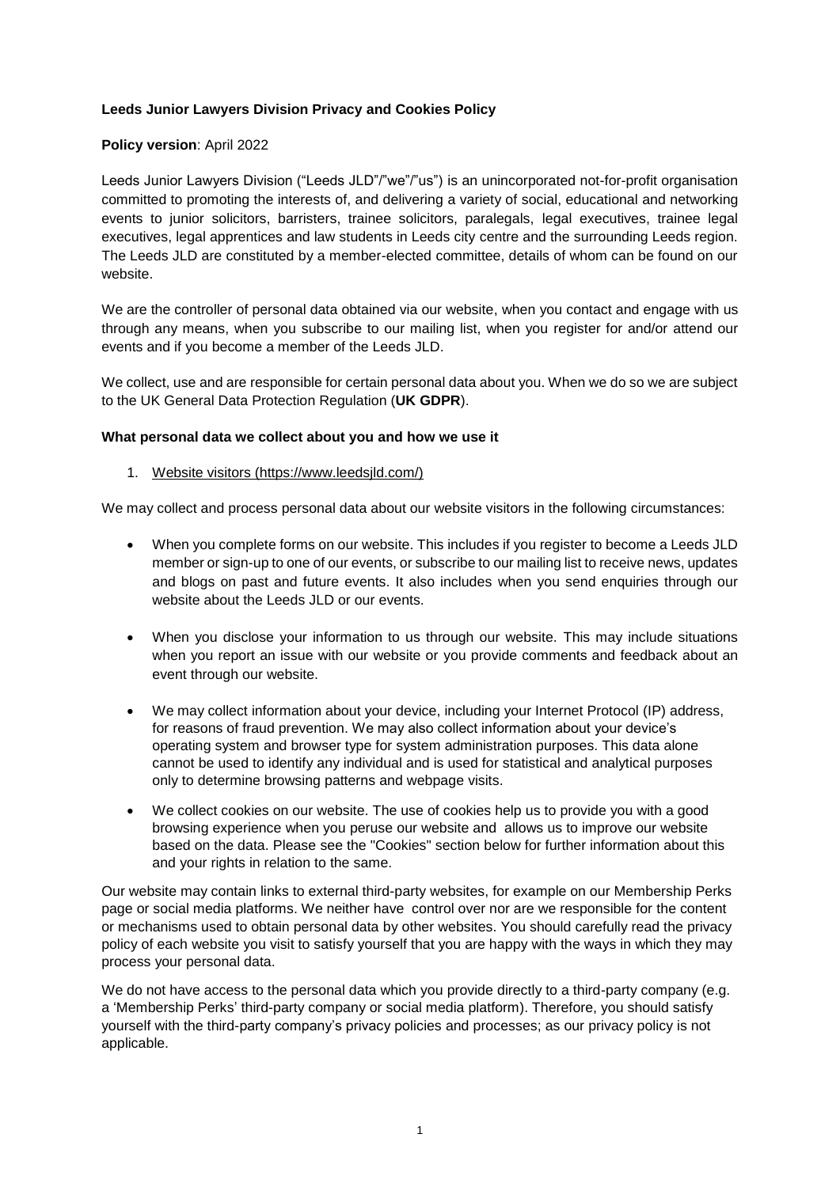**Leeds Junior Lawyers Division Privacy and Cookies Policy**

**Policy version**: April 2022

Leeds Junior Lawyers Division ("Leeds JLD"/"we"/"us") is an unincorporated not-for-profit organisation committed to promoting the interests of, and delivering a variety of social, educational and networking events to junior solicitors, barristers, trainee solicitors, paralegals, legal executives, trainee legal executives, legal apprentices and law students in Leeds city centre and the surrounding Leeds region. The Leeds JLD are constituted by a member-elected committee, details of whom can be found on our website.

We are the controller of personal data obtained via our website, when you contact and engage with us through any means, when you subscribe to our mailing list, when you register for and/or attend our events and if you become a member of the Leeds JLD.

We collect, use and are responsible for certain personal data about you. When we do so we are subject to the UK General Data Protection Regulation (**UK GDPR**).

**What personal data we collect about you and how we use it**

1. Website visitors (https://www.leedsjld.com/)

We may collect and process personal data about our website visitors in the following circumstances:

- When you complete forms on our website. This includes if you register to become a Leeds JLD member or sign-up to one of our events, or subscribe to our mailing list to receive news, updates and blogs on past and future events. It also includes when you send enquiries through our website about the Leeds JLD or our events.
- When you disclose your information to us through our website. This may include situations when you report an issue with our website or you provide comments and feedback about an event through our website.
- We may collect information about your device, including your Internet Protocol (IP) address, for reasons of fraud prevention. We may also collect information about your device's operating system and browser type for system administration purposes. This data alone cannot be used to identify any individual and is used for statistical and analytical purposes only to determine browsing patterns and webpage visits.
- We collect cookies on our website. The use of cookies help us to provide you with a good browsing experience when you peruse our website and allows us to improve our website based on the data. Please see the "Cookies" section below for further information about this and your rights in relation to the same.

Our website may contain links to external third-party websites, for example on our Membership Perks page or social media platforms. We neither have control over nor are we responsible for the content or mechanisms used to obtain personal data by other websites. You should carefully read the privacy policy of each website you visit to satisfy yourself that you are happy with the ways in which they may process your personal data.

We do not have access to the personal data which you provide directly to a third-party company (e.g. a 'Membership Perks' third-party company or social media platform). Therefore, you should satisfy yourself with the third-party company's privacy policies and processes; as our privacy policy is not applicable.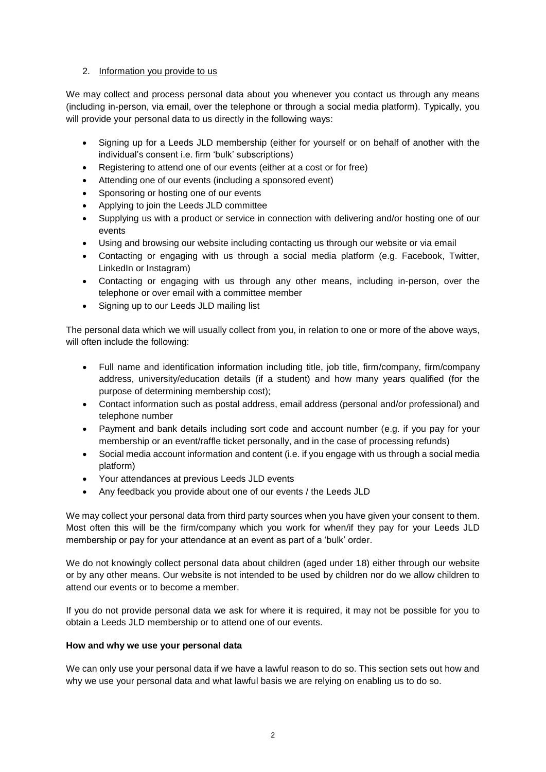2. <u>Information you provide to us</u>

We may collect and process personal data about you whenever you contact us through any means (including in-person, via email, over the telephone or through a social media platform). Typically, you will provide your personal data to us directly in the following ways:

- Signing up for a Leeds JLD membership (either for yourself or on behalf of another with the individual's consent i.e. firm 'bulk' subscriptions)
- Registering to attend one of our events (either at a cost or for free)
- Attending one of our events (including a sponsored event)
- Sponsoring or hosting one of our events
- Applying to join the Leeds JLD committee
- Supplying us with a product or service in connection with delivering and/or hosting one of our events
- Using and browsing our website including contacting us through our website or via email
- Contacting or engaging with us through a social media platform (e.g. Facebook, Twitter, LinkedIn or Instagram)
- Contacting or engaging with us through any other means, including in-person, over the telephone or over email with a committee member
- Signing up to our Leeds JLD mailing list

The personal data which we will usually collect from you, in relation to one or more of the above ways, will often include the following:

- Full name and identification information including title, job title, firm/company, firm/company address, university/education details (if a student) and how many years qualified (for the purpose of determining membership cost);
- Contact information such as postal address, email address (personal and/or professional) and telephone number
- Payment and bank details including sort code and account number (e.g. if you pay for your membership or an event/raffle ticket personally, and in the case of processing refunds)
- Social media account information and content (i.e. if you engage with us through a social media platform)
- Your attendances at previous Leeds JLD events
- Any feedback you provide about one of our events / the Leeds JLD

We may collect your personal data from third party sources when you have given your consent to them. Most often this will be the firm/company which you work for when/if they pay for your Leeds JLD membership or pay for your attendance at an event as part of a 'bulk' order.

We do not knowingly collect personal data about children (aged under 18) either through our website or by any other means. Our website is not intended to be used by children nor do we allow children to attend our events or to become a member.

If you do not provide personal data we ask for where it is required, it may not be possible for you to obtain a Leeds JLD membership or to attend one of our events.

**How and why we use your personal data**

We can only use your personal data if we have a lawful reason to do so. This section sets out how and why we use your personal data and what lawful basis we are relying on enabling us to do so.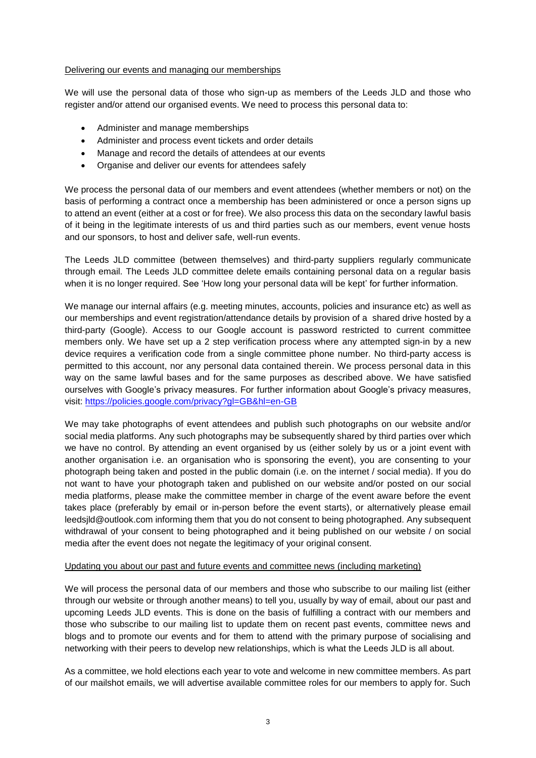Delivering our events and managing our memberships

We will use the personal data of those who sign-up as members of the Leeds JLD and those who register and/or attend our organised events. We need to process this personal data to:

- Administer and manage memberships
- Administer and process event tickets and order details
- Manage and record the details of attendees at our events
- Organise and deliver our events for attendees safely

We process the personal data of our members and event attendees (whether members or not) on the basis of performing a contract once a membership has been administered or once a person signs up to attend an event (either at a cost or for free). We also process this data on the secondary lawful basis of it being in the legitimate interests of us and third parties such as our members, event venue hosts and our sponsors, to host and deliver safe, well-run events.

The Leeds JLD committee (between themselves) and third-party suppliers regularly communicate through email. The Leeds JLD committee delete emails containing personal data on a regular basis when it is no longer required. See 'How long your personal data will be kept' for further information.

We manage our internal affairs (e.g. meeting minutes, accounts, policies and insurance etc) as well as our memberships and event registration/attendance details by provision of a shared drive hosted by a third-party (Google). Access to our Google account is password restricted to current committee members only. We have set up a 2 step verification process where any attempted sign-in by a new device requires a verification code from a single committee phone number. No third-party access is permitted to this account, nor any personal data contained therein. We process personal data in this way on the same lawful bases and for the same purposes as described above. We have satisfied ourselves with Google's privacy measures. For further information about Google's privacy measures, visit: https://policies.google.com/privacy?gl=GB&hl=en-GB

We may take photographs of event attendees and publish such photographs on our website and/or social media platforms. Any such photographs may be subsequently shared by third parties over which we have no control. By attending an event organised by us (either solely by us or a joint event with another organisation i.e. an organisation who is sponsoring the event), you are consenting to your photograph being taken and posted in the public domain (i.e. on the internet / social media). If you do not want to have your photograph taken and published on our website and/or posted on our social media platforms, please make the committee member in charge of the event aware before the event takes place (preferably by email or in-person before the event starts), or alternatively please email leedsjld@outlook.com informing them that you do not consent to being photographed. Any subsequent withdrawal of your consent to being photographed and it being published on our website / on social media after the event does not negate the legitimacy of your original consent.

Updating you about our past and future events and committee news (including marketing)

We will process the personal data of our members and those who subscribe to our mailing list (either through our website or through another means) to tell you, usually by way of email, about our past and upcoming Leeds JLD events. This is done on the basis of fulfilling a contract with our members and those who subscribe to our mailing list to update them on recent past events, committee news and blogs and to promote our events and for them to attend with the primary purpose of socialising and networking with their peers to develop new relationships, which is what the Leeds JLD is all about.

As a committee, we hold elections each year to vote and welcome in new committee members. As part of our mailshot emails, we will advertise available committee roles for our members to apply for. Such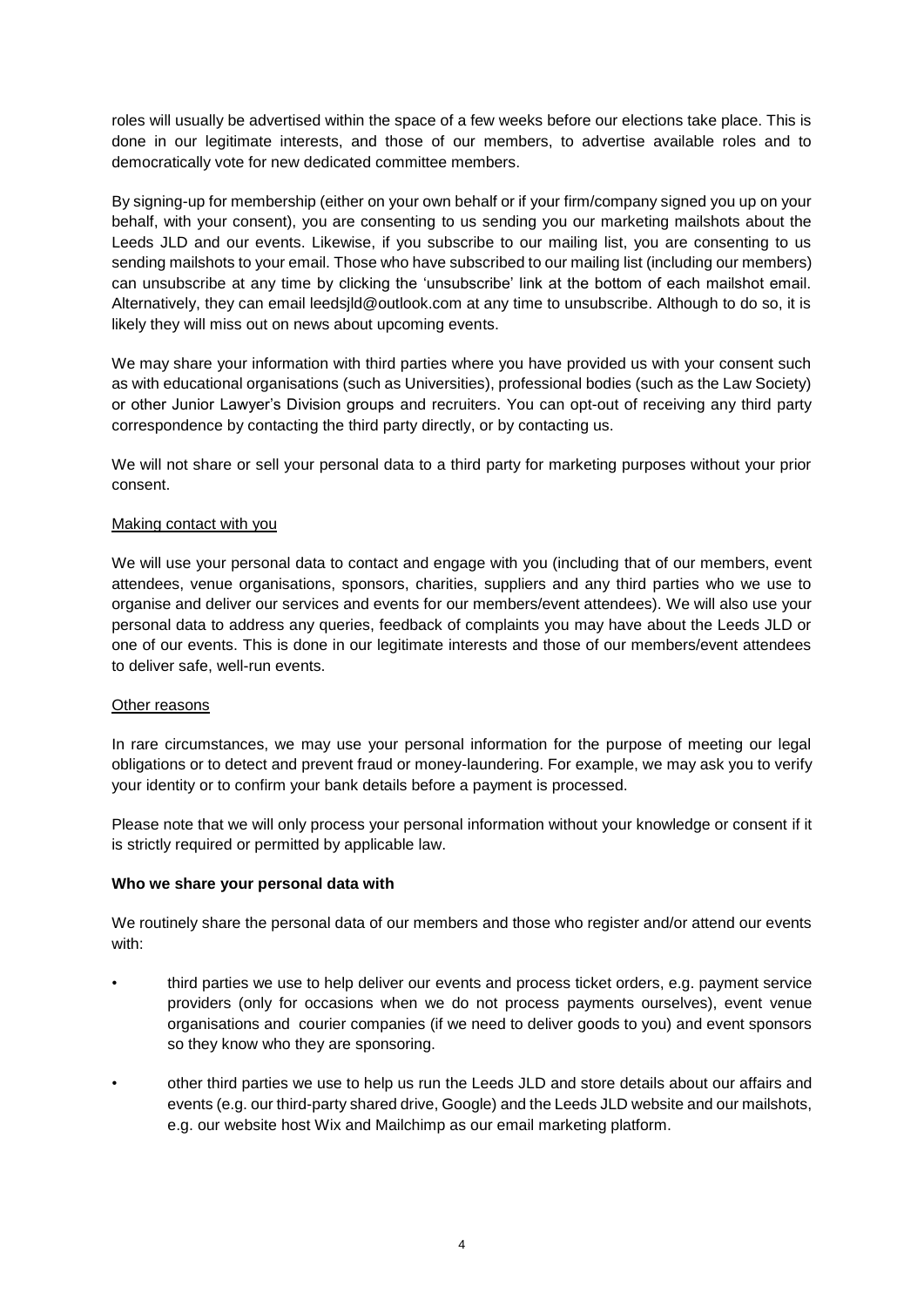roles will usually be advertised within the space of a few weeks before our elections take place. This is done in our legitimate interests, and those of our members, to advertise available roles and to democratically vote for new dedicated committee members.

By signing-up for membership (either on your own behalf or if your firm/company signed you up on your behalf, with your consent), you are consenting to us sending you our marketing mailshots about the Leeds JLD and our events. Likewise, if you subscribe to our mailing list, you are consenting to us sending mailshots to your email. Those who have subscribed to our mailing list (including our members) can unsubscribe at any time by clicking the 'unsubscribe' link at the bottom of each mailshot email. Alternatively, they can email leedsjld@outlook.com at any time to unsubscribe. Although to do so, it is likely they will miss out on news about upcoming events.

We may share your information with third parties where you have provided us with your consent such as with educational organisations (such as Universities), professional bodies (such as the Law Society) or other Junior Lawyer's Division groups and recruiters. You can opt-out of receiving any third party correspondence by contacting the third party directly, or by contacting us.

We will not share or sell your personal data to a third party for marketing purposes without your prior consent.

Making contact with you

We will use your personal data to contact and engage with you (including that of our members, event attendees, venue organisations, sponsors, charities, suppliers and any third parties who we use to organise and deliver our services and events for our members/event attendees). We will also use your personal data to address any queries, feedback of complaints you may have about the Leeds JLD or one of our events. This is done in our legitimate interests and those of our members/event attendees to deliver safe, well-run events.

Other reasons

In rare circumstances, we may use your personal information for the purpose of meeting our legal obligations or to detect and prevent fraud or money-laundering. For example, we may ask you to verify your identity or to confirm your bank details before a payment is processed.

Please note that we will only process your personal information without your knowledge or consent if it is strictly required or permitted by applicable law.

**Who we share your personal data with**

We routinely share the personal data of our members and those who register and/or attend our events with:

- third parties we use to help deliver our events and process ticket orders, e.g. payment service providers (only for occasions when we do not process payments ourselves), event venue organisations and courier companies (if we need to deliver goods to you) and event sponsors so they know who they are sponsoring.
- other third parties we use to help us run the Leeds JLD and store details about our affairs and events (e.g. our third-party shared drive, Google) and the Leeds JLD website and our mailshots, e.g. our website host Wix and Mailchimp as our email marketing platform.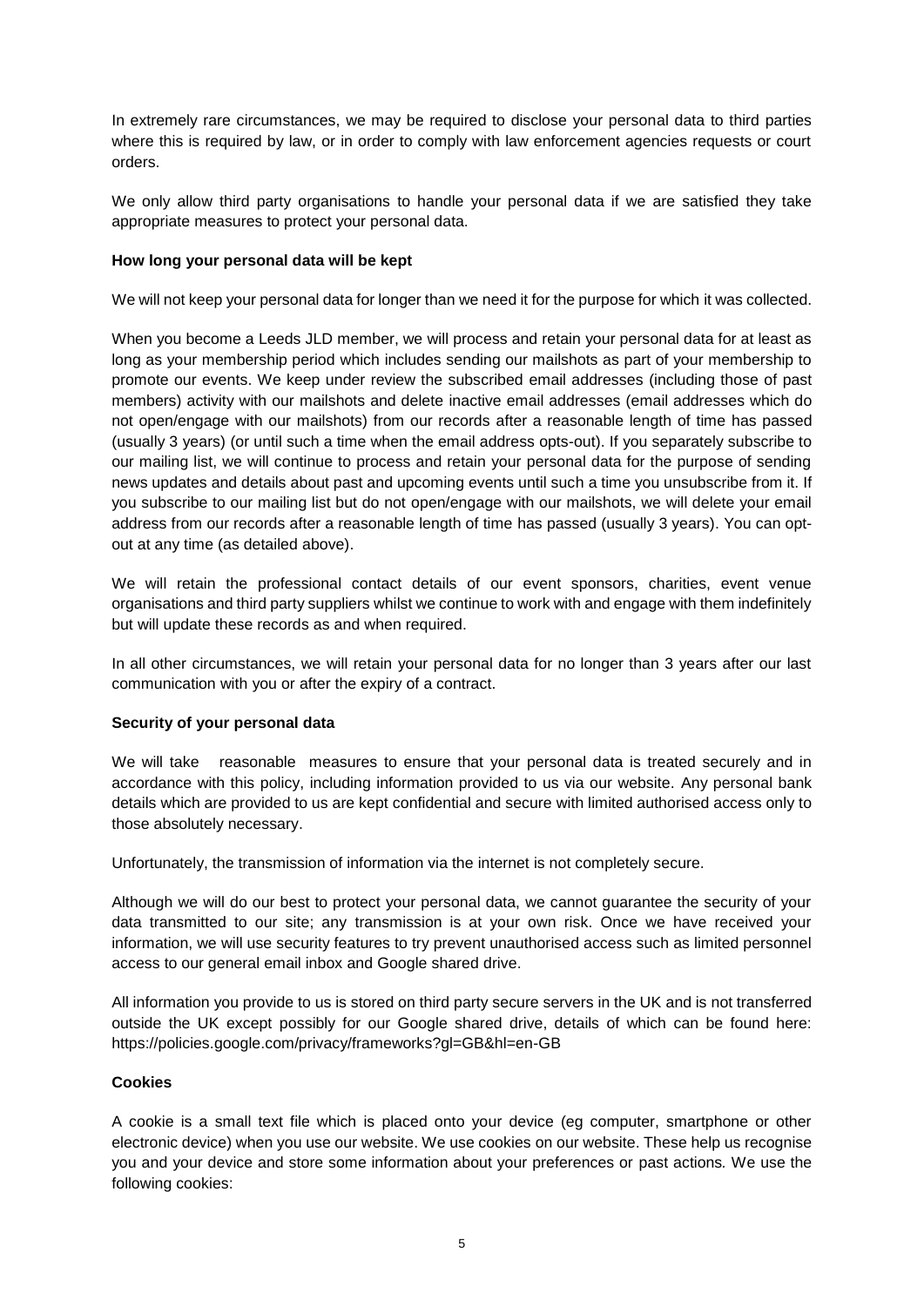In extremely rare circumstances, we may be required to disclose your personal data to third parties where this is required by law, or in order to comply with law enforcement agencies requests or court orders.

We only allow third party organisations to handle your personal data if we are satisfied they take appropriate measures to protect your personal data.

**How long your personal data will be kept**

We will not keep your personal data for longer than we need it for the purpose for which it was collected.

When you become a Leeds JLD member, we will process and retain your personal data for at least as long as your membership period which includes sending our mailshots as part of your membership to promote our events. We keep under review the subscribed email addresses (including those of past members) activity with our mailshots and delete inactive email addresses (email addresses which do not open/engage with our mailshots) from our records after a reasonable length of time has passed (usually 3 years) (or until such a time when the email address opts-out). If you separately subscribe to our mailing list, we will continue to process and retain your personal data for the purpose of sending news updates and details about past and upcoming events until such a time you unsubscribe from it. If you subscribe to our mailing list but do not open/engage with our mailshots, we will delete your email address from our records after a reasonable length of time has passed (usually 3 years). You can opt-out at any time (as detailed above).

We will retain the professional contact details of our event sponsors, charities, event venue organisations and third party suppliers whilst we continue to work with and engage with them indefinitely but will update these records as and when required.

In all other circumstances, we will retain your personal data for no longer than 3 years after our last communication with you or after the expiry of a contract.

**Security of your personal data**

We will take reasonable measures to ensure that your personal data is treated securely and in accordance with this policy, including information provided to us via our website. Any personal bank details which are provided to us are kept confidential and secure with limited authorised access only to those absolutely necessary.

Unfortunately, the transmission of information via the internet is not completely secure.

Although we will do our best to protect your personal data, we cannot guarantee the security of your data transmitted to our site; any transmission is at your own risk. Once we have received your information, we will use security features to try prevent unauthorised access such as limited personnel access to our general email inbox and Google shared drive.

All information you provide to us is stored on third party secure servers in the UK and is not transferred outside the UK except possibly for our Google shared drive, details of which can be found here: https://policies.google.com/privacy/frameworks?gl=GB&hl=en-GB

**Cookies**

A cookie is a small text file which is placed onto your device (eg computer, smartphone or other electronic device) when you use our website. We use cookies on our website. These help us recognise you and your device and store some information about your preferences or past actions. We use the following cookies: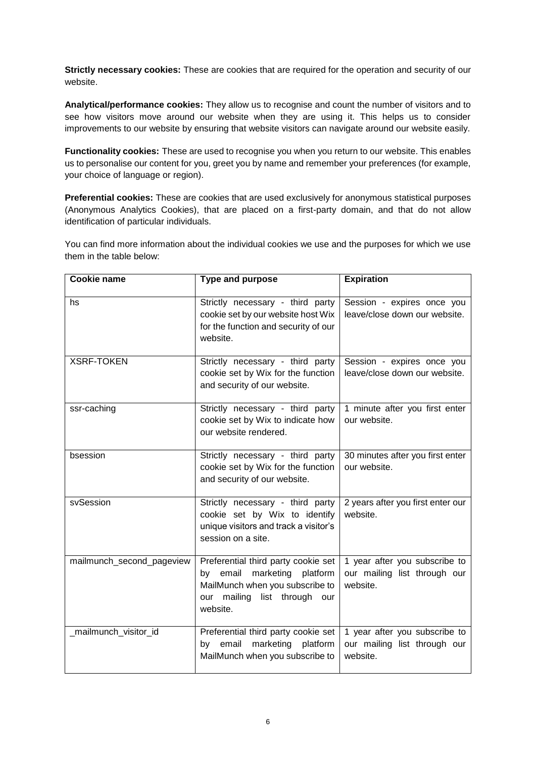**Strictly necessary cookies:** These are cookies that are required for the operation and security of our website.

**Analytical/performance cookies:** They allow us to recognise and count the number of visitors and to see how visitors move around our website when they are using it. This helps us to consider improvements to our website by ensuring that website visitors can navigate around our website easily.

**Functionality cookies:** These are used to recognise you when you return to our website. This enables us to personalise our content for you, greet you by name and remember your preferences (for example, your choice of language or region).

**Preferential cookies:** These are cookies that are used exclusively for anonymous statistical purposes (Anonymous Analytics Cookies), that are placed on a first-party domain, and that do not allow identification of particular individuals.

You can find more information about the individual cookies we use and the purposes for which we use them in the table below:

| Cookie name | Type and purpose | Expiration |
|---|---|---|
| hs | Strictly necessary - third party cookie set by our website host Wix for the function and security of our website. | Session - expires once you leave/close down our website. |
| XSRF-TOKEN | Strictly necessary - third party cookie set by Wix for the function and security of our website. | Session - expires once you leave/close down our website. |
| ssr-caching | Strictly necessary - third party cookie set by Wix to indicate how our website rendered. | 1 minute after you first enter our website. |
| bsession | Strictly necessary - third party cookie set by Wix for the function and security of our website. | 30 minutes after you first enter our website. |
| svSession | Strictly necessary - third party cookie set by Wix to identify unique visitors and track a visitor's session on a site. | 2 years after you first enter our website. |
| mailmunch_second_pageview | Preferential third party cookie set by email marketing platform MailMunch when you subscribe to our mailing list through our website. | 1 year after you subscribe to our mailing list through our website. |
| _mailmunch_visitor_id | Preferential third party cookie set by email marketing platform MailMunch when you subscribe to | 1 year after you subscribe to our mailing list through our website. |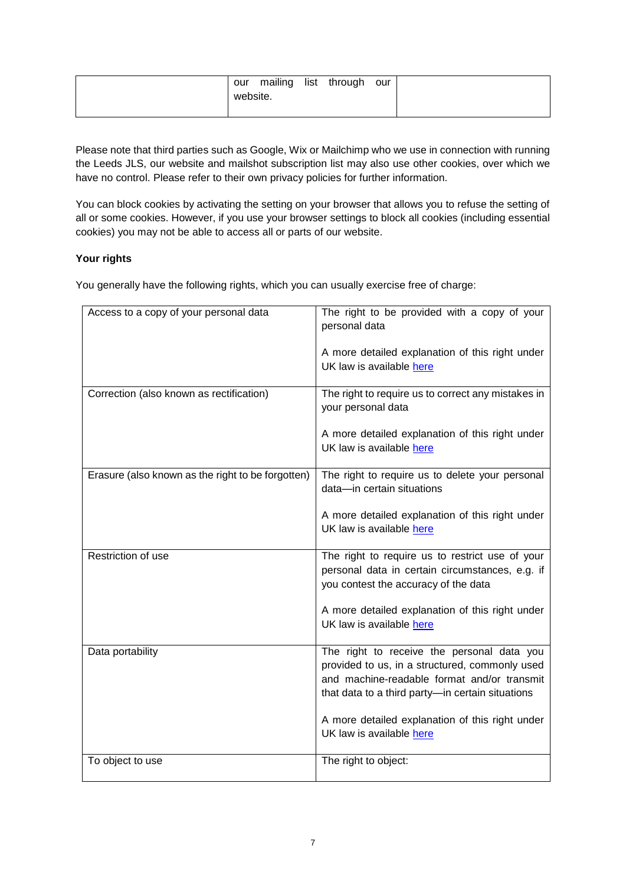|  | our mailing list through our website. |  |
|---|---|---|

Please note that third parties such as Google, Wix or Mailchimp who we use in connection with running the Leeds JLS, our website and mailshot subscription list may also use other cookies, over which we have no control. Please refer to their own privacy policies for further information.

You can block cookies by activating the setting on your browser that allows you to refuse the setting of all or some cookies. However, if you use your browser settings to block all cookies (including essential cookies) you may not be able to access all or parts of our website.

**Your rights**

You generally have the following rights, which you can usually exercise free of charge:

| Access to a copy of your personal data | The right to be provided with a copy of your personal data<br><br>A more detailed explanation of this right under UK law is available here |
|---|---|
| Correction (also known as rectification) | The right to require us to correct any mistakes in your personal data<br><br>A more detailed explanation of this right under UK law is available here |
| Erasure (also known as the right to be forgotten) | The right to require us to delete your personal data—in certain situations<br><br>A more detailed explanation of this right under UK law is available here |
| Restriction of use | The right to require us to restrict use of your personal data in certain circumstances, e.g. if you contest the accuracy of the data<br><br>A more detailed explanation of this right under UK law is available here |
| Data portability | The right to receive the personal data you provided to us, in a structured, commonly used and machine-readable format and/or transmit that data to a third party—in certain situations<br><br>A more detailed explanation of this right under UK law is available here |
| To object to use | The right to object: |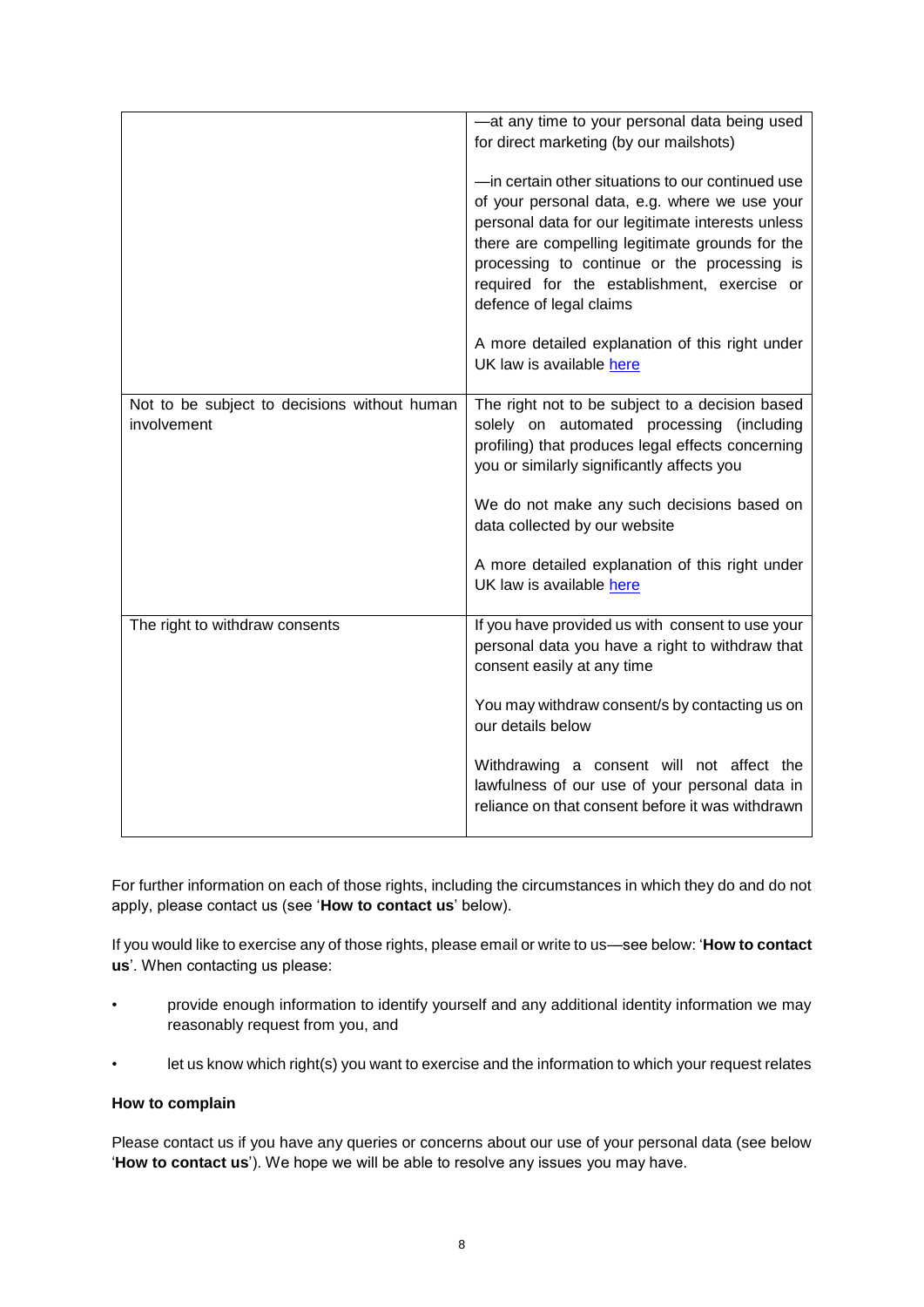| | |
|---|---|
| | —at any time to your personal data being used for direct marketing (by our mailshots)<br><br>—in certain other situations to our continued use of your personal data, e.g. where we use your personal data for our legitimate interests unless there are compelling legitimate grounds for the processing to continue or the processing is required for the establishment, exercise or defence of legal claims<br><br>A more detailed explanation of this right under UK law is available here |
| Not to be subject to decisions without human involvement | The right not to be subject to a decision based solely on automated processing (including profiling) that produces legal effects concerning you or similarly significantly affects you<br><br>We do not make any such decisions based on data collected by our website<br><br>A more detailed explanation of this right under UK law is available here |
| The right to withdraw consents | If you have provided us with consent to use your personal data you have a right to withdraw that consent easily at any time<br><br>You may withdraw consent/s by contacting us on our details below<br><br>Withdrawing a consent will not affect the lawfulness of our use of your personal data in reliance on that consent before it was withdrawn |

For further information on each of those rights, including the circumstances in which they do and do not apply, please contact us (see '**How to contact us**' below).

If you would like to exercise any of those rights, please email or write to us—see below: '**How to contact us**'. When contacting us please:

- provide enough information to identify yourself and any additional identity information we may reasonably request from you, and
- let us know which right(s) you want to exercise and the information to which your request relates

**How to complain**

Please contact us if you have any queries or concerns about our use of your personal data (see below '**How to contact us**'). We hope we will be able to resolve any issues you may have.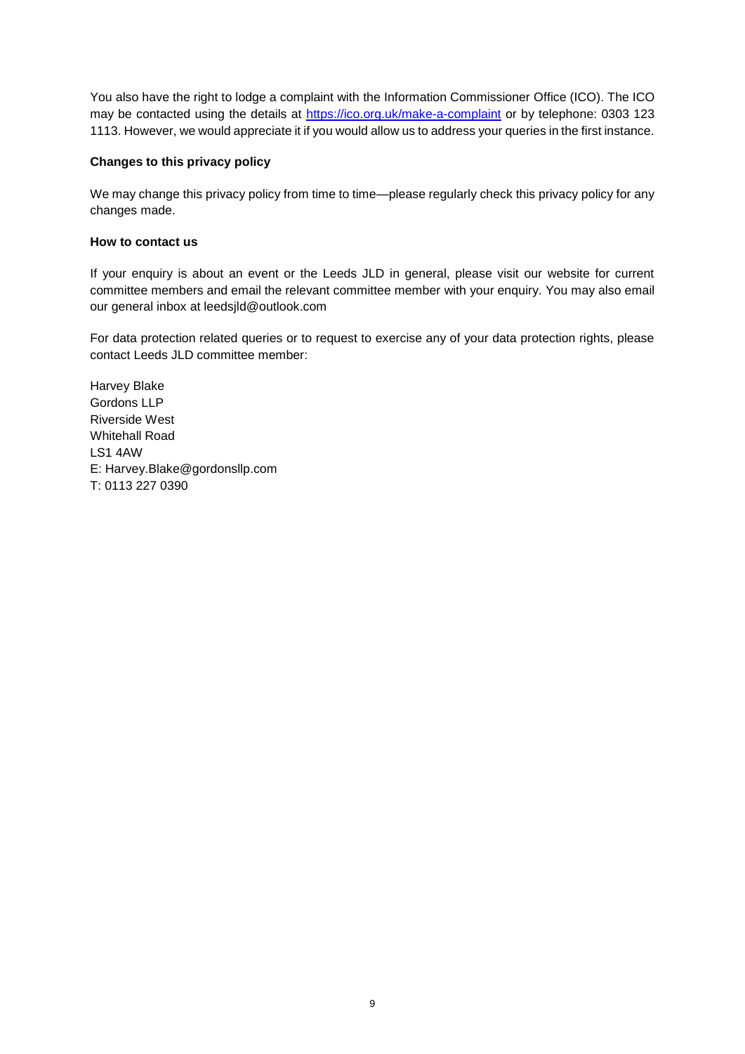You also have the right to lodge a complaint with the Information Commissioner Office (ICO). The ICO may be contacted using the details at https://ico.org.uk/make-a-complaint or by telephone: 0303 123 1113. However, we would appreciate it if you would allow us to address your queries in the first instance.

**Changes to this privacy policy**

We may change this privacy policy from time to time—please regularly check this privacy policy for any changes made.

**How to contact us**

If your enquiry is about an event or the Leeds JLD in general, please visit our website for current committee members and email the relevant committee member with your enquiry. You may also email our general inbox at leedsjld@outlook.com

For data protection related queries or to request to exercise any of your data protection rights, please contact Leeds JLD committee member:

Harvey Blake
Gordons LLP
Riverside West
Whitehall Road
LS1 4AW
E: Harvey.Blake@gordonsllp.com
T: 0113 227 0390